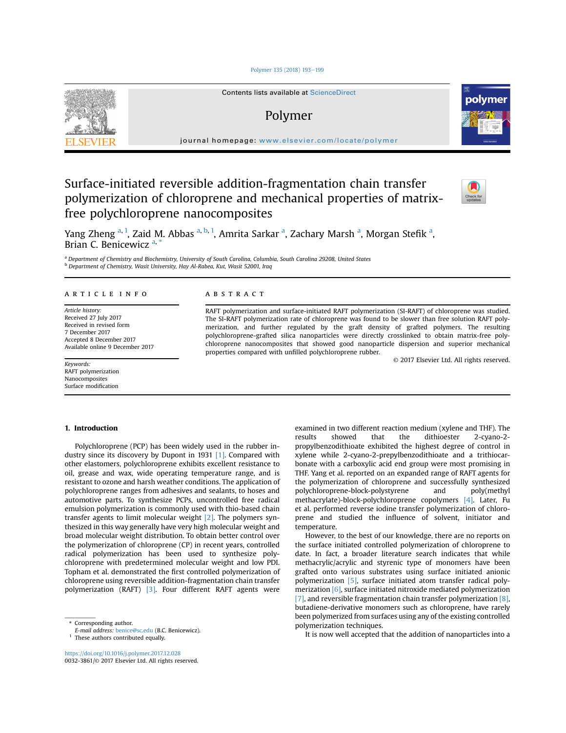# Surface-initiated reversible addition-fragmentation chain transfer polymerization of chloroprene and mechanical properties of matrix-free polychloroprene nanocomposites

Yang Zheng [a, 1], Zaid M. Abbas [a, b, 1], Amrita Sarkar [a], Zachary Marsh [a], Morgan Stefik [a], Brian C. Benicewicz [a, *]

[a] Department of Chemistry and Biochemistry, University of South Carolina, Columbia, South Carolina 29208, United States
[b] Department of Chemistry, Wasit University, Hay Al-Rabea, Kut, Wasit 52001, Iraq

## ARTICLE INFO

*Article history:*
Received 27 July 2017
Received in revised form
7 December 2017
Accepted 8 December 2017
Available online 9 December 2017

*Keywords:*
RAFT polymerization
Nanocomposites
Surface modification

## ABSTRACT

RAFT polymerization and surface-initiated RAFT polymerization (SI-RAFT) of chloroprene was studied. The SI-RAFT polymerization rate of chloroprene was found to be slower than free solution RAFT polymerization, and further regulated by the graft density of grafted polymers. The resulting polychloroprene-grafted silica nanoparticles were directly crosslinked to obtain matrix-free polychloroprene nanocomposites that showed good nanoparticle dispersion and superior mechanical properties compared with unfilled polychloroprene rubber.

© 2017 Elsevier Ltd. All rights reserved.

## 1. Introduction

Polychloroprene (PCP) has been widely used in the rubber industry since its discovery by Dupont in 1931 [1]. Compared with other elastomers, polychloroprene exhibits excellent resistance to oil, grease and wax, wide operating temperature range, and is resistant to ozone and harsh weather conditions. The application of polychloroprene ranges from adhesives and sealants, to hoses and automotive parts. To synthesize PCPs, uncontrolled free radical emulsion polymerization is commonly used with thio-based chain transfer agents to limit molecular weight [2]. The polymers synthesized in this way generally have very high molecular weight and broad molecular weight distribution. To obtain better control over the polymerization of chloroprene (CP) in recent years, controlled radical polymerization has been used to synthesize polychloroprene with predetermined molecular weight and low PDI. Topham et al. demonstrated the first controlled polymerization of chloroprene using reversible addition-fragmentation chain transfer polymerization (RAFT) [3]. Four different RAFT agents were examined in two different reaction medium (xylene and THF). The results showed that the dithioester 2-cyano-2-propylbenzodithioate exhibited the highest degree of control in xylene while 2-cyano-2-prepylbenzodithiaote and a trithiocarbonate with a carboxylic acid end group were most promising in THF. Yang et al. reported on an expanded range of RAFT agents for the polymerization of chloroprene and successfully synthesized polychloroprene-block-polystyrene and poly(methyl methacrylate)-block-polychloroprene copolymers [4]. Later, Fu et al. performed reverse iodine transfer polymerization of chloroprene and studied the influence of solvent, initiator and temperature.

However, to the best of our knowledge, there are no reports on the surface initiated controlled polymerization of chloroprene to date. In fact, a broader literature search indicates that while methacrylic/acrylic and styrenic type of monomers have been grafted onto various substrates using surface initiated anionic polymerization [5], surface initiated atom transfer radical polymerization [6], surface initiated nitroxide mediated polymerization [7], and reversible fragmentation chain transfer polymerization [8], butadiene-derivative monomers such as chloroprene, have rarely been polymerized from surfaces using any of the existing controlled polymerization techniques.

It is now well accepted that the addition of nanoparticles into a

---

\* Corresponding author.
*E-mail address:* benice@sc.edu (B.C. Benicewicz).
[1] These authors contributed equally.

https://doi.org/10.1016/j.polymer.2017.12.028
0032-3861/© 2017 Elsevier Ltd. All rights reserved.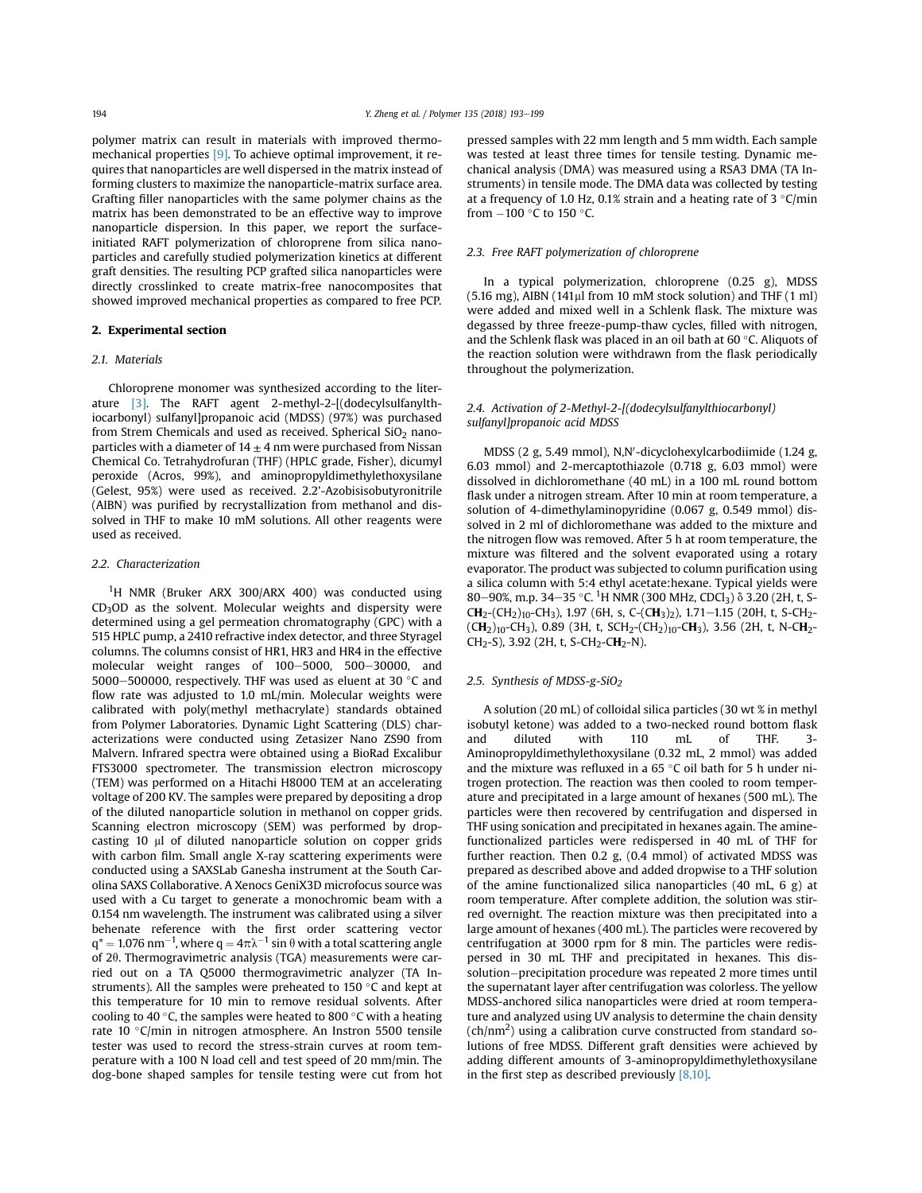polymer matrix can result in materials with improved thermo-mechanical properties [9]. To achieve optimal improvement, it requires that nanoparticles are well dispersed in the matrix instead of forming clusters to maximize the nanoparticle-matrix surface area. Grafting filler nanoparticles with the same polymer chains as the matrix has been demonstrated to be an effective way to improve nanoparticle dispersion. In this paper, we report the surface-initiated RAFT polymerization of chloroprene from silica nanoparticles and carefully studied polymerization kinetics at different graft densities. The resulting PCP grafted silica nanoparticles were directly crosslinked to create matrix-free nanocomposites that showed improved mechanical properties as compared to free PCP.

## 2. Experimental section

### 2.1. Materials

Chloroprene monomer was synthesized according to the literature [3]. The RAFT agent 2-methyl-2-[(dodecylsulfanylthiocarbonyl) sulfanyl]propanoic acid (MDSS) (97%) was purchased from Strem Chemicals and used as received. Spherical $SiO_2$ nanoparticles with a diameter of $14 \pm 4$ nm were purchased from Nissan Chemical Co. Tetrahydrofuran (THF) (HPLC grade, Fisher), dicumyl peroxide (Acros, 99%), and aminopropyldimethylethoxysilane (Gelest, 95%) were used as received. 2.2′-Azobisisobutyronitrile (AIBN) was purified by recrystallization from methanol and dissolved in THF to make 10 mM solutions. All other reagents were used as received.

### 2.2. Characterization

$^1$H NMR (Bruker ARX 300/ARX 400) was conducted using $CD_3OD$ as the solvent. Molecular weights and dispersity were determined using a gel permeation chromatography (GPC) with a 515 HPLC pump, a 2410 refractive index detector, and three Styragel columns. The columns consist of HR1, HR3 and HR4 in the effective molecular weight ranges of 100–5000, 500–30000, and 5000–500000, respectively. THF was used as eluent at 30 °C and flow rate was adjusted to 1.0 mL/min. Molecular weights were calibrated with poly(methyl methacrylate) standards obtained from Polymer Laboratories. Dynamic Light Scattering (DLS) characterizations were conducted using Zetasizer Nano ZS90 from Malvern. Infrared spectra were obtained using a BioRad Excalibur FTS3000 spectrometer. The transmission electron microscopy (TEM) was performed on a Hitachi H8000 TEM at an accelerating voltage of 200 KV. The samples were prepared by depositing a drop of the diluted nanoparticle solution in methanol on copper grids. Scanning electron microscopy (SEM) was performed by drop-casting 10 μl of diluted nanoparticle solution on copper grids with carbon film. Small angle X-ray scattering experiments were conducted using a SAXSLab Ganesha instrument at the South Carolina SAXS Collaborative. A Xenocs GeniX3D microfocus source was used with a Cu target to generate a monochromic beam with a 0.154 nm wavelength. The instrument was calibrated using a silver behenate reference with the first order scattering vector $q^* = 1.076$ nm$^{-1}$, where $q = 4\pi\lambda^{-1}\sin\theta$ with a total scattering angle of $2\theta$. Thermogravimetric analysis (TGA) measurements were carried out on a TA Q5000 thermogravimetric analyzer (TA Instruments). All the samples were preheated to 150 °C and kept at this temperature for 10 min to remove residual solvents. After cooling to 40 °C, the samples were heated to 800 °C with a heating rate 10 °C/min in nitrogen atmosphere. An Instron 5500 tensile tester was used to record the stress-strain curves at room temperature with a 100 N load cell and test speed of 20 mm/min. The dog-bone shaped samples for tensile testing were cut from hot pressed samples with 22 mm length and 5 mm width. Each sample was tested at least three times for tensile testing. Dynamic mechanical analysis (DMA) was measured using a RSA3 DMA (TA Instruments) in tensile mode. The DMA data was collected by testing at a frequency of 1.0 Hz, 0.1% strain and a heating rate of 3 °C/min from −100 °C to 150 °C.

### 2.3. Free RAFT polymerization of chloroprene

In a typical polymerization, chloroprene (0.25 g), MDSS (5.16 mg), AIBN (141μl from 10 mM stock solution) and THF (1 ml) were added and mixed well in a Schlenk flask. The mixture was degassed by three freeze-pump-thaw cycles, filled with nitrogen, and the Schlenk flask was placed in an oil bath at 60 °C. Aliquots of the reaction solution were withdrawn from the flask periodically throughout the polymerization.

### 2.4. Activation of 2-Methyl-2-[(dodecylsulfanylthiocarbonyl) sulfanyl]propanoic acid MDSS

MDSS (2 g, 5.49 mmol), N,N′-dicyclohexylcarbodiimide (1.24 g, 6.03 mmol) and 2-mercaptothiazole (0.718 g, 6.03 mmol) were dissolved in dichloromethane (40 mL) in a 100 mL round bottom flask under a nitrogen stream. After 10 min at room temperature, a solution of 4-dimethylaminopyridine (0.067 g, 0.549 mmol) dissolved in 2 ml of dichloromethane was added to the mixture and the nitrogen flow was removed. After 5 h at room temperature, the mixture was filtered and the solvent evaporated using a rotary evaporator. The product was subjected to column purification using a silica column with 5:4 ethyl acetate:hexane. Typical yields were 80–90%, m.p. 34–35 °C. $^1$H NMR (300 MHz, $CDCl_3$) δ 3.20 (2H, t, S-C**H**$_2$-$(CH_2)_{10}$-$CH_3$), 1.97 (6H, s, C-(C**H**$_3$)$_2$), 1.71–1.15 (20H, t, S-$CH_2$-(C**H**$_2$)$_{10}$-$CH_3$), 0.89 (3H, t, $SCH_2$-$(CH_2)_{10}$-C**H**$_3$), 3.56 (2H, t, N-C**H**$_2$-$CH_2$-S), 3.92 (2H, t, S-$CH_2$-C**H**$_2$-N).

### 2.5. Synthesis of MDSS-g-SiO$_2$

A solution (20 mL) of colloidal silica particles (30 wt % in methyl isobutyl ketone) was added to a two-necked round bottom flask and diluted with 110 mL of THF. 3-Aminopropyldimethylethoxysilane (0.32 mL, 2 mmol) was added and the mixture was refluxed in a 65 °C oil bath for 5 h under nitrogen protection. The reaction was then cooled to room temperature and precipitated in a large amount of hexanes (500 mL). The particles were then recovered by centrifugation and dispersed in THF using sonication and precipitated in hexanes again. The amine-functionalized particles were redispersed in 40 mL of THF for further reaction. Then 0.2 g, (0.4 mmol) of activated MDSS was prepared as described above and added dropwise to a THF solution of the amine functionalized silica nanoparticles (40 mL, 6 g) at room temperature. After complete addition, the solution was stirred overnight. The reaction mixture was then precipitated into a large amount of hexanes (400 mL). The particles were recovered by centrifugation at 3000 rpm for 8 min. The particles were redispersed in 30 mL THF and precipitated in hexanes. This dissolution–precipitation procedure was repeated 2 more times until the supernatant layer after centrifugation was colorless. The yellow MDSS-anchored silica nanoparticles were dried at room temperature and analyzed using UV analysis to determine the chain density (ch/nm$^2$) using a calibration curve constructed from standard solutions of free MDSS. Different graft densities were achieved by adding different amounts of 3-aminopropyldimethylethoxysilane in the first step as described previously [8,10].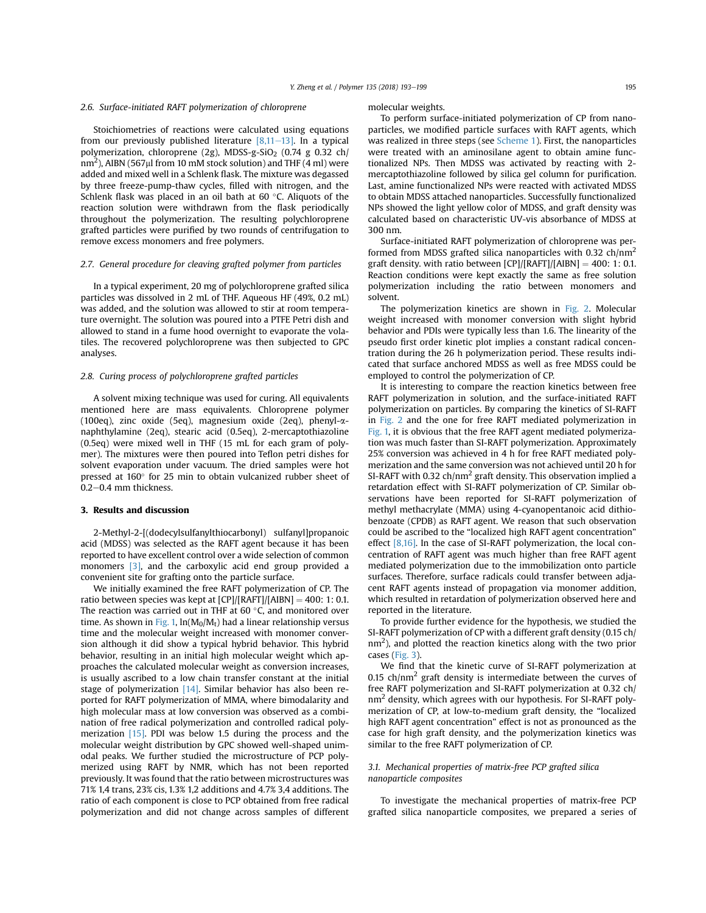### 2.6. Surface-initiated RAFT polymerization of chloroprene

Stoichiometries of reactions were calculated using equations from our previously published literature [8,11–13]. In a typical polymerization, chloroprene (2g), MDSS-g-$SiO_2$ (0.74 g 0.32 ch/$nm^2$), AIBN (567μl from 10 mM stock solution) and THF (4 ml) were added and mixed well in a Schlenk flask. The mixture was degassed by three freeze-pump-thaw cycles, filled with nitrogen, and the Schlenk flask was placed in an oil bath at 60 °C. Aliquots of the reaction solution were withdrawn from the flask periodically throughout the polymerization. The resulting polychloroprene grafted particles were purified by two rounds of centrifugation to remove excess monomers and free polymers.

### 2.7. General procedure for cleaving grafted polymer from particles

In a typical experiment, 20 mg of polychloroprene grafted silica particles was dissolved in 2 mL of THF. Aqueous HF (49%, 0.2 mL) was added, and the solution was allowed to stir at room temperature overnight. The solution was poured into a PTFE Petri dish and allowed to stand in a fume hood overnight to evaporate the volatiles. The recovered polychloroprene was then subjected to GPC analyses.

### 2.8. Curing process of polychloroprene grafted particles

A solvent mixing technique was used for curing. All equivalents mentioned here are mass equivalents. Chloroprene polymer (100eq), zinc oxide (5eq), magnesium oxide (2eq), phenyl-α-naphthylamine (2eq), stearic acid (0.5eq), 2-mercaptothiazoline (0.5eq) were mixed well in THF (15 mL for each gram of polymer). The mixtures were then poured into Teflon petri dishes for solvent evaporation under vacuum. The dried samples were hot pressed at 160° for 25 min to obtain vulcanized rubber sheet of 0.2–0.4 mm thickness.

## 3. Results and discussion

2-Methyl-2-[(dodecylsulfanylthiocarbonyl) sulfanyl]propanoic acid (MDSS) was selected as the RAFT agent because it has been reported to have excellent control over a wide selection of common monomers [3], and the carboxylic acid end group provided a convenient site for grafting onto the particle surface.

We initially examined the free RAFT polymerization of CP. The ratio between species was kept at [CP]/[RAFT]/[AIBN] = 400: 1: 0.1. The reaction was carried out in THF at 60 °C, and monitored over time. As shown in Fig. 1, $\ln(M_0/M_t)$ had a linear relationship versus time and the molecular weight increased with monomer conversion although it did show a typical hybrid behavior. This hybrid behavior, resulting in an initial high molecular weight which approaches the calculated molecular weight as conversion increases, is usually ascribed to a low chain transfer constant at the initial stage of polymerization [14]. Similar behavior has also been reported for RAFT polymerization of MMA, where bimodalarity and high molecular mass at low conversion was observed as a combination of free radical polymerization and controlled radical polymerization [15]. PDI was below 1.5 during the process and the molecular weight distribution by GPC showed well-shaped unimodal peaks. We further studied the microstructure of PCP polymerized using RAFT by NMR, which has not been reported previously. It was found that the ratio between microstructures was 71% 1,4 trans, 23% cis, 1.3% 1,2 additions and 4.7% 3,4 additions. The ratio of each component is close to PCP obtained from free radical polymerization and did not change across samples of different molecular weights.

To perform surface-initiated polymerization of CP from nanoparticles, we modified particle surfaces with RAFT agents, which was realized in three steps (see Scheme 1). First, the nanoparticles were treated with an aminosilane agent to obtain amine functionalized NPs. Then MDSS was activated by reacting with 2-mercaptothiazoline followed by silica gel column for purification. Last, amine functionalized NPs were reacted with activated MDSS to obtain MDSS attached nanoparticles. Successfully functionalized NPs showed the light yellow color of MDSS, and graft density was calculated based on characteristic UV-vis absorbance of MDSS at 300 nm.

Surface-initiated RAFT polymerization of chloroprene was performed from MDSS grafted silica nanoparticles with 0.32 ch/$nm^2$ graft density. with ratio between [CP]/[RAFT]/[AIBN] = 400: 1: 0.1. Reaction conditions were kept exactly the same as free solution polymerization including the ratio between monomers and solvent.

The polymerization kinetics are shown in Fig. 2. Molecular weight increased with monomer conversion with slight hybrid behavior and PDIs were typically less than 1.6. The linearity of the pseudo first order kinetic plot implies a constant radical concentration during the 26 h polymerization period. These results indicated that surface anchored MDSS as well as free MDSS could be employed to control the polymerization of CP.

It is interesting to compare the reaction kinetics between free RAFT polymerization in solution, and the surface-initiated RAFT polymerization on particles. By comparing the kinetics of SI-RAFT in Fig. 2 and the one for free RAFT mediated polymerization in Fig. 1, it is obvious that the free RAFT agent mediated polymerization was much faster than SI-RAFT polymerization. Approximately 25% conversion was achieved in 4 h for free RAFT mediated polymerization and the same conversion was not achieved until 20 h for SI-RAFT with 0.32 ch/$nm^2$ graft density. This observation implied a retardation effect with SI-RAFT polymerization of CP. Similar observations have been reported for SI-RAFT polymerization of methyl methacrylate (MMA) using 4-cyanopentanoic acid dithiobenzoate (CPDB) as RAFT agent. We reason that such observation could be ascribed to the "localized high RAFT agent concentration" effect [8,16]. In the case of SI-RAFT polymerization, the local concentration of RAFT agent was much higher than free RAFT agent mediated polymerization due to the immobilization onto particle surfaces. Therefore, surface radicals could transfer between adjacent RAFT agents instead of propagation via monomer addition, which resulted in retardation of polymerization observed here and reported in the literature.

To provide further evidence for the hypothesis, we studied the SI-RAFT polymerization of CP with a different graft density (0.15 ch/$nm^2$), and plotted the reaction kinetics along with the two prior cases (Fig. 3).

We find that the kinetic curve of SI-RAFT polymerization at 0.15 ch/$nm^2$ graft density is intermediate between the curves of free RAFT polymerization and SI-RAFT polymerization at 0.32 ch/$nm^2$ density, which agrees with our hypothesis. For SI-RAFT polymerization of CP, at low-to-medium graft density, the "localized high RAFT agent concentration" effect is not as pronounced as the case for high graft density, and the polymerization kinetics was similar to the free RAFT polymerization of CP.

### 3.1. Mechanical properties of matrix-free PCP grafted silica nanoparticle composites

To investigate the mechanical properties of matrix-free PCP grafted silica nanoparticle composites, we prepared a series of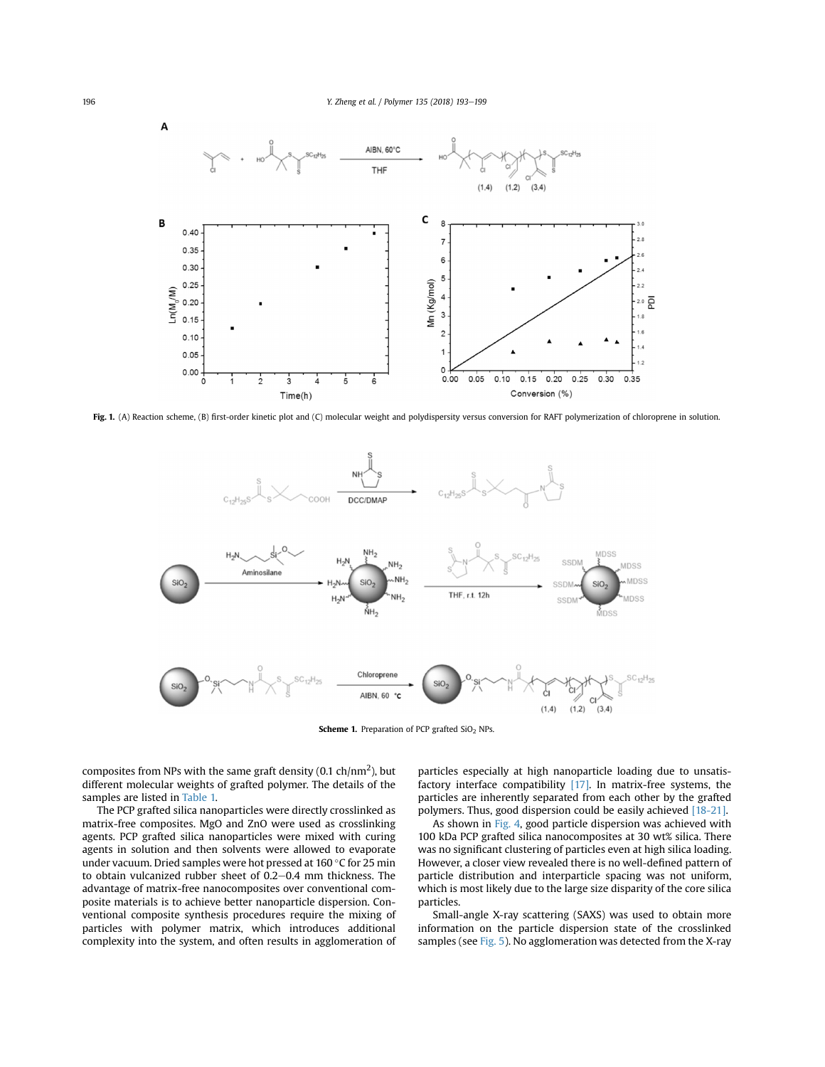**Fig. 1.** (A) Reaction scheme, (B) first-order kinetic plot and (C) molecular weight and polydispersity versus conversion for RAFT polymerization of chloroprene in solution.

**Scheme 1.** Preparation of PCP grafted $SiO_2$ NPs.

composites from NPs with the same graft density (0.1 ch/nm$^2$), but different molecular weights of grafted polymer. The details of the samples are listed in Table 1.

The PCP grafted silica nanoparticles were directly crosslinked as matrix-free composites. MgO and ZnO were used as crosslinking agents. PCP grafted silica nanoparticles were mixed with curing agents in solution and then solvents were allowed to evaporate under vacuum. Dried samples were hot pressed at 160 °C for 25 min to obtain vulcanized rubber sheet of 0.2–0.4 mm thickness. The advantage of matrix-free nanocomposites over conventional composite materials is to achieve better nanoparticle dispersion. Conventional composite synthesis procedures require the mixing of particles with polymer matrix, which introduces additional complexity into the system, and often results in agglomeration of particles especially at high nanoparticle loading due to unsatisfactory interface compatibility [17]. In matrix-free systems, the particles are inherently separated from each other by the grafted polymers. Thus, good dispersion could be easily achieved [18–21].

As shown in Fig. 4, good particle dispersion was achieved with 100 kDa PCP grafted silica nanocomposites at 30 wt% silica. There was no significant clustering of particles even at high silica loading. However, a closer view revealed there is no well-defined pattern of particle distribution and interparticle spacing was not uniform, which is most likely due to the large size disparity of the core silica particles.

Small-angle X-ray scattering (SAXS) was used to obtain more information on the particle dispersion state of the crosslinked samples (see Fig. 5). No agglomeration was detected from the X-ray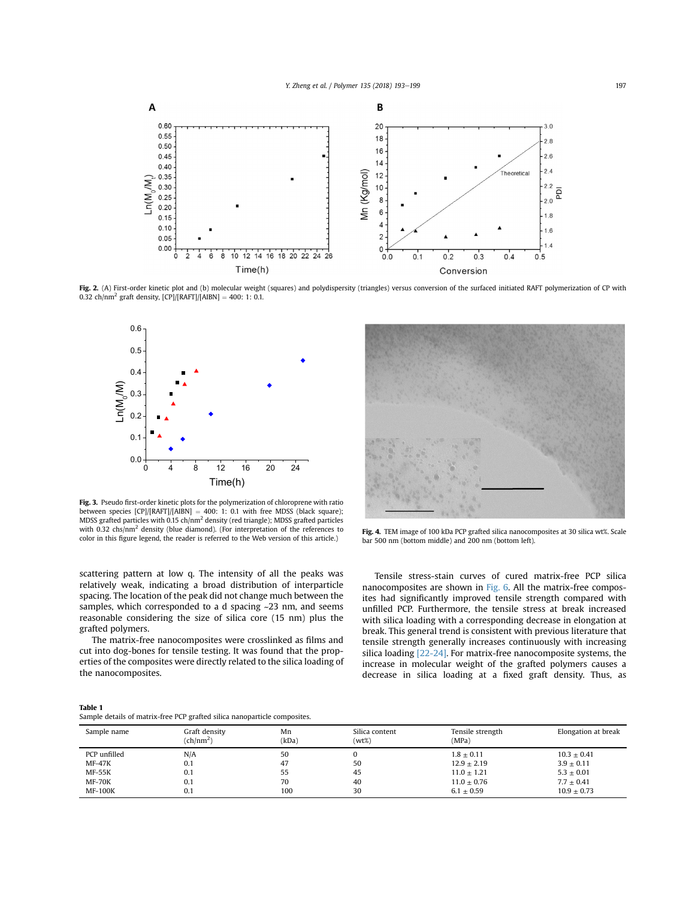**Fig. 2.** (A) First-order kinetic plot and (b) molecular weight (squares) and polydispersity (triangles) versus conversion of the surfaced initiated RAFT polymerization of CP with 0.32 ch/nm$^2$ graft density, [CP]/[RAFT]/[AIBN] = 400: 1: 0.1.

**Fig. 3.** Pseudo first-order kinetic plots for the polymerization of chloroprene with ratio between species [CP]/[RAFT]/[AIBN] = 400: 1: 0.1 with free MDSS (black square); MDSS grafted particles with 0.15 ch/nm$^2$ density (red triangle); MDSS grafted particles with 0.32 chs/nm$^2$ density (blue diamond). (For interpretation of the references to color in this figure legend, the reader is referred to the Web version of this article.)

**Fig. 4.** TEM image of 100 kDa PCP grafted silica nanocomposites at 30 silica wt%. Scale bar 500 nm (bottom middle) and 200 nm (bottom left).

scattering pattern at low q. The intensity of all the peaks was relatively weak, indicating a broad distribution of interparticle spacing. The location of the peak did not change much between the samples, which corresponded to a d spacing ~23 nm, and seems reasonable considering the size of silica core (15 nm) plus the grafted polymers.

The matrix-free nanocomposites were crosslinked as films and cut into dog-bones for tensile testing. It was found that the properties of the composites were directly related to the silica loading of the nanocomposites.

Tensile stress-stain curves of cured matrix-free PCP silica nanocomposites are shown in Fig. 6. All the matrix-free composites had significantly improved tensile strength compared with unfilled PCP. Furthermore, the tensile stress at break increased with silica loading with a corresponding decrease in elongation at break. This general trend is consistent with previous literature that tensile strength generally increases continuously with increasing silica loading [22-24]. For matrix-free nanocomposite systems, the increase in molecular weight of the grafted polymers causes a decrease in silica loading at a fixed graft density. Thus, as

**Table 1**
Sample details of matrix-free PCP grafted silica nanoparticle composites.

| Sample name | Graft density (ch/nm$^2$) | Mn (kDa) | Silica content (wt%) | Tensile strength (MPa) | Elongation at break |
|---|---|---|---|---|---|
| PCP unfilled | N/A | 50 | 0 | 1.8 ± 0.11 | 10.3 ± 0.41 |
| MF-47K | 0.1 | 47 | 50 | 12.9 ± 2.19 | 3.9 ± 0.11 |
| MF-55K | 0.1 | 55 | 45 | 11.0 ± 1.21 | 5.3 ± 0.01 |
| MF-70K | 0.1 | 70 | 40 | 11.0 ± 0.76 | 7.7 ± 0.41 |
| MF-100K | 0.1 | 100 | 30 | 6.1 ± 0.59 | 10.9 ± 0.73 |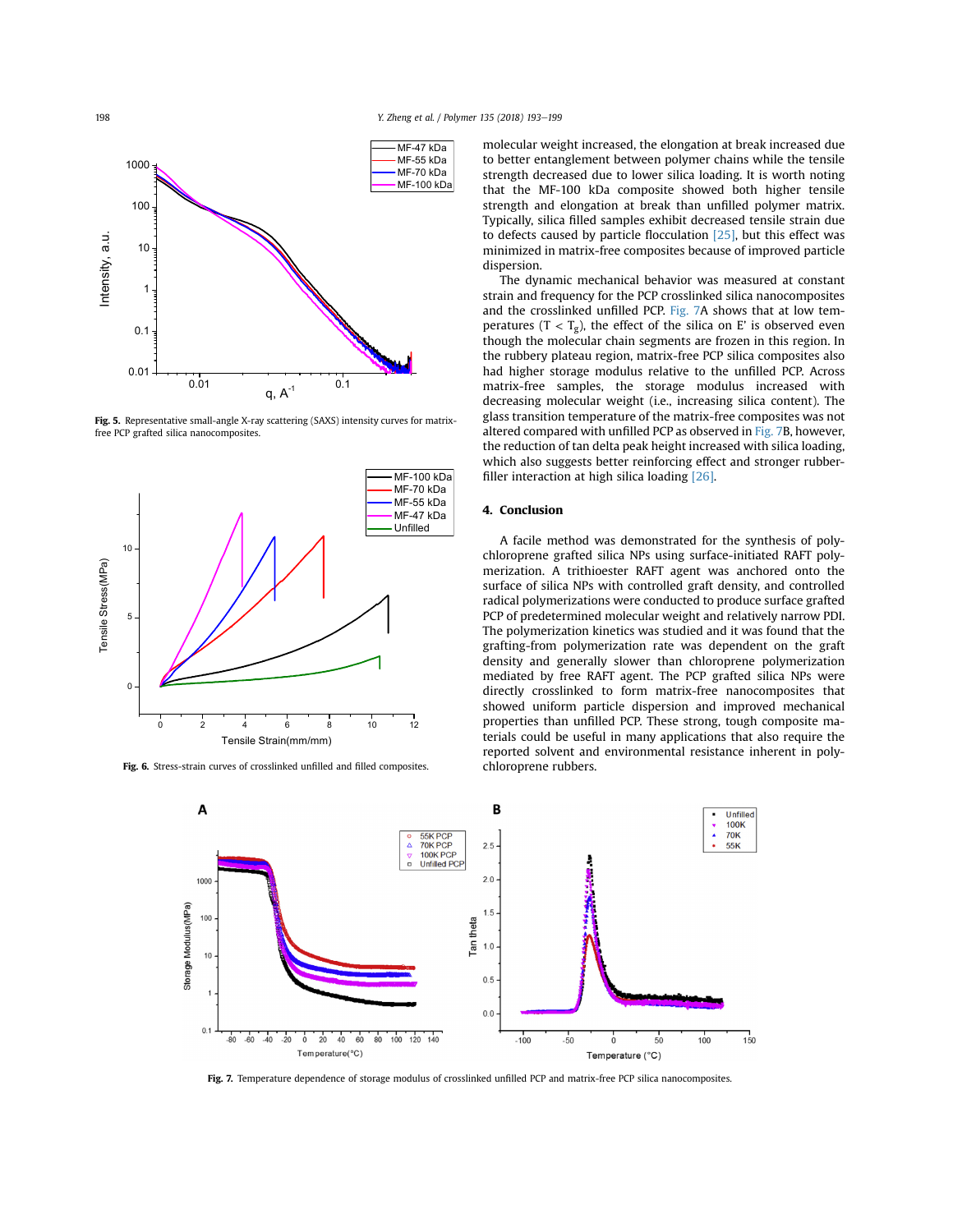molecular weight increased, the elongation at break increased due to better entanglement between polymer chains while the tensile strength decreased due to lower silica loading. It is worth noting that the MF-100 kDa composite showed both higher tensile strength and elongation at break than unfilled polymer matrix. Typically, silica filled samples exhibit decreased tensile strain due to defects caused by particle flocculation [25], but this effect was minimized in matrix-free composites because of improved particle dispersion.

The dynamic mechanical behavior was measured at constant strain and frequency for the PCP crosslinked silica nanocomposites and the crosslinked unfilled PCP. Fig. 7A shows that at low temperatures ($T < T_g$), the effect of the silica on E' is observed even though the molecular chain segments are frozen in this region. In the rubbery plateau region, matrix-free PCP silica composites also had higher storage modulus relative to the unfilled PCP. Across matrix-free samples, the storage modulus increased with decreasing molecular weight (i.e., increasing silica content). The glass transition temperature of the matrix-free composites was not altered compared with unfilled PCP as observed in Fig. 7B, however, the reduction of tan delta peak height increased with silica loading, which also suggests better reinforcing effect and stronger rubber-filler interaction at high silica loading [26].

Fig. 5. Representative small-angle X-ray scattering (SAXS) intensity curves for matrix-free PCP grafted silica nanocomposites.

Fig. 6. Stress-strain curves of crosslinked unfilled and filled composites.

## 4. Conclusion

A facile method was demonstrated for the synthesis of polychloroprene grafted silica NPs using surface-initiated RAFT polymerization. A trithioester RAFT agent was anchored onto the surface of silica NPs with controlled graft density, and controlled radical polymerizations were conducted to produce surface grafted PCP of predetermined molecular weight and relatively narrow PDI. The polymerization kinetics was studied and it was found that the grafting-from polymerization rate was dependent on the graft density and generally slower than chloroprene polymerization mediated by free RAFT agent. The PCP grafted silica NPs were directly crosslinked to form matrix-free nanocomposites that showed uniform particle dispersion and improved mechanical properties than unfilled PCP. These strong, tough composite materials could be useful in many applications that also require the reported solvent and environmental resistance inherent in polychloroprene rubbers.

Fig. 7. Temperature dependence of storage modulus of crosslinked unfilled PCP and matrix-free PCP silica nanocomposites.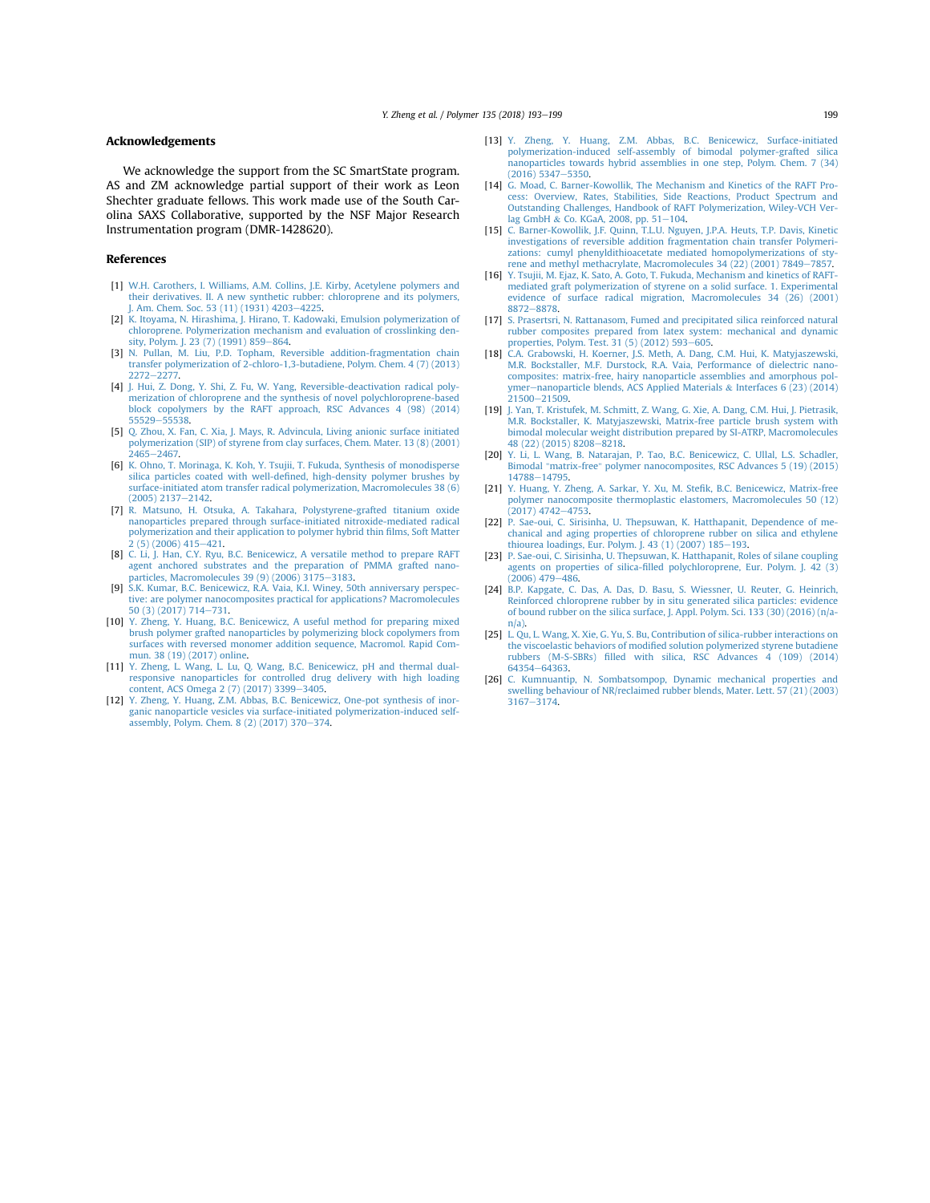## Acknowledgements

We acknowledge the support from the SC SmartState program. AS and ZM acknowledge partial support of their work as Leon Shechter graduate fellows. This work made use of the South Carolina SAXS Collaborative, supported by the NSF Major Research Instrumentation program (DMR-1428620).

## References

[1] W.H. Carothers, I. Williams, A.M. Collins, J.E. Kirby, Acetylene polymers and their derivatives. II. A new synthetic rubber: chloroprene and its polymers, J. Am. Chem. Soc. 53 (11) (1931) 4203–4225.

[2] K. Itoyama, N. Hirashima, J. Hirano, T. Kadowaki, Emulsion polymerization of chloroprene. Polymerization mechanism and evaluation of crosslinking density, Polym. J. 23 (7) (1991) 859–864.

[3] N. Pullan, M. Liu, P.D. Topham, Reversible addition-fragmentation chain transfer polymerization of 2-chloro-1,3-butadiene, Polym. Chem. 4 (7) (2013) 2272–2277.

[4] J. Hui, Z. Dong, Y. Shi, Z. Fu, W. Yang, Reversible-deactivation radical polymerization of chloroprene and the synthesis of novel polychloroprene-based block copolymers by the RAFT approach, RSC Advances 4 (98) (2014) 55529–55538.

[5] Q. Zhou, X. Fan, C. Xia, J. Mays, R. Advincula, Living anionic surface initiated polymerization (SIP) of styrene from clay surfaces, Chem. Mater. 13 (8) (2001) 2465–2467.

[6] K. Ohno, T. Morinaga, K. Koh, Y. Tsujii, T. Fukuda, Synthesis of monodisperse silica particles coated with well-defined, high-density polymer brushes by surface-initiated atom transfer radical polymerization, Macromolecules 38 (6) (2005) 2137–2142.

[7] R. Matsuno, H. Otsuka, A. Takahara, Polystyrene-grafted titanium oxide nanoparticles prepared through surface-initiated nitroxide-mediated radical polymerization and their application to polymer hybrid thin films, Soft Matter 2 (5) (2006) 415–421.

[8] C. Li, J. Han, C.Y. Ryu, B.C. Benicewicz, A versatile method to prepare RAFT agent anchored substrates and the preparation of PMMA grafted nanoparticles, Macromolecules 39 (9) (2006) 3175–3183.

[9] S.K. Kumar, B.C. Benicewicz, R.A. Vaia, K.I. Winey, 50th anniversary perspective: are polymer nanocomposites practical for applications? Macromolecules 50 (3) (2017) 714–731.

[10] Y. Zheng, Y. Huang, B.C. Benicewicz, A useful method for preparing mixed brush polymer grafted nanoparticles by polymerizing block copolymers from surfaces with reversed monomer addition sequence, Macromol. Rapid Commun. 38 (19) (2017) online.

[11] Y. Zheng, L. Wang, L. Lu, Q. Wang, B.C. Benicewicz, pH and thermal dual-responsive nanoparticles for controlled drug delivery with high loading content, ACS Omega 2 (7) (2017) 3399–3405.

[12] Y. Zheng, Y. Huang, Z.M. Abbas, B.C. Benicewicz, One-pot synthesis of inorganic nanoparticle vesicles via surface-initiated polymerization-induced self-assembly, Polym. Chem. 8 (2) (2017) 370–374.

[13] Y. Zheng, Y. Huang, Z.M. Abbas, B.C. Benicewicz, Surface-initiated polymerization-induced self-assembly of bimodal polymer-grafted silica nanoparticles towards hybrid assemblies in one step, Polym. Chem. 7 (34) (2016) 5347–5350.

[14] G. Moad, C. Barner-Kowollik, The Mechanism and Kinetics of the RAFT Process: Overview, Rates, Stabilities, Side Reactions, Product Spectrum and Outstanding Challenges, Handbook of RAFT Polymerization, Wiley-VCH Verlag GmbH & Co. KGaA, 2008, pp. 51–104.

[15] C. Barner-Kowollik, J.F. Quinn, T.L.U. Nguyen, J.P.A. Heuts, T.P. Davis, Kinetic investigations of reversible addition fragmentation chain transfer Polymerizations: cumyl phenyldithioacetate mediated homopolymerizations of styrene and methyl methacrylate, Macromolecules 34 (22) (2001) 7849–7857.

[16] Y. Tsujii, M. Ejaz, K. Sato, A. Goto, T. Fukuda, Mechanism and kinetics of RAFT-mediated graft polymerization of styrene on a solid surface. 1. Experimental evidence of surface radical migration, Macromolecules 34 (26) (2001) 8872–8878.

[17] S. Prasertsri, N. Rattanasom, Fumed and precipitated silica reinforced natural rubber composites prepared from latex system: mechanical and dynamic properties, Polym. Test. 31 (5) (2012) 593–605.

[18] C.A. Grabowski, H. Koerner, J.S. Meth, A. Dang, C.M. Hui, K. Matyjaszewski, M.R. Bockstaller, M.F. Durstock, R.A. Vaia, Performance of dielectric nanocomposites: matrix-free, hairy nanoparticle assemblies and amorphous polymer–nanoparticle blends, ACS Applied Materials & Interfaces 6 (23) (2014) 21500–21509.

[19] J. Yan, T. Kristufek, M. Schmitt, Z. Wang, G. Xie, A. Dang, C.M. Hui, J. Pietrasik, M.R. Bockstaller, K. Matyjaszewski, Matrix-free particle brush system with bimodal molecular weight distribution prepared by SI-ATRP, Macromolecules 48 (22) (2015) 8208–8218.

[20] Y. Li, L. Wang, B. Natarajan, P. Tao, B.C. Benicewicz, C. Ullal, L.S. Schadler, Bimodal "matrix-free" polymer nanocomposites, RSC Advances 5 (19) (2015) 14788–14795.

[21] Y. Huang, Y. Zheng, A. Sarkar, Y. Xu, M. Stefik, B.C. Benicewicz, Matrix-free polymer nanocomposite thermoplastic elastomers, Macromolecules 50 (12) (2017) 4742–4753.

[22] P. Sae-oui, C. Sirisinha, U. Thepsuwan, K. Hatthapanit, Dependence of mechanical and aging properties of chloroprene rubber on silica and ethylene thiourea loadings, Eur. Polym. J. 43 (1) (2007) 185–193.

[23] P. Sae-oui, C. Sirisinha, U. Thepsuwan, K. Hatthapanit, Roles of silane coupling agents on properties of silica-filled polychloroprene, Eur. Polym. J. 42 (3) (2006) 479–486.

[24] B.P. Kapgate, C. Das, A. Das, D. Basu, S. Wiessner, U. Reuter, G. Heinrich, Reinforced chloroprene rubber by in situ generated silica particles: evidence of bound rubber on the silica surface, J. Appl. Polym. Sci. 133 (30) (2016) (n/a-n/a).

[25] L. Qu, L. Wang, X. Xie, G. Yu, S. Bu, Contribution of silica-rubber interactions on the viscoelastic behaviors of modified solution polymerized styrene butadiene rubbers (M-S-SBRs) filled with silica, RSC Advances 4 (109) (2014) 64354–64363.

[26] C. Kumnuantip, N. Sombatsompop, Dynamic mechanical properties and swelling behaviour of NR/reclaimed rubber blends, Mater. Lett. 57 (21) (2003) 3167–3174.